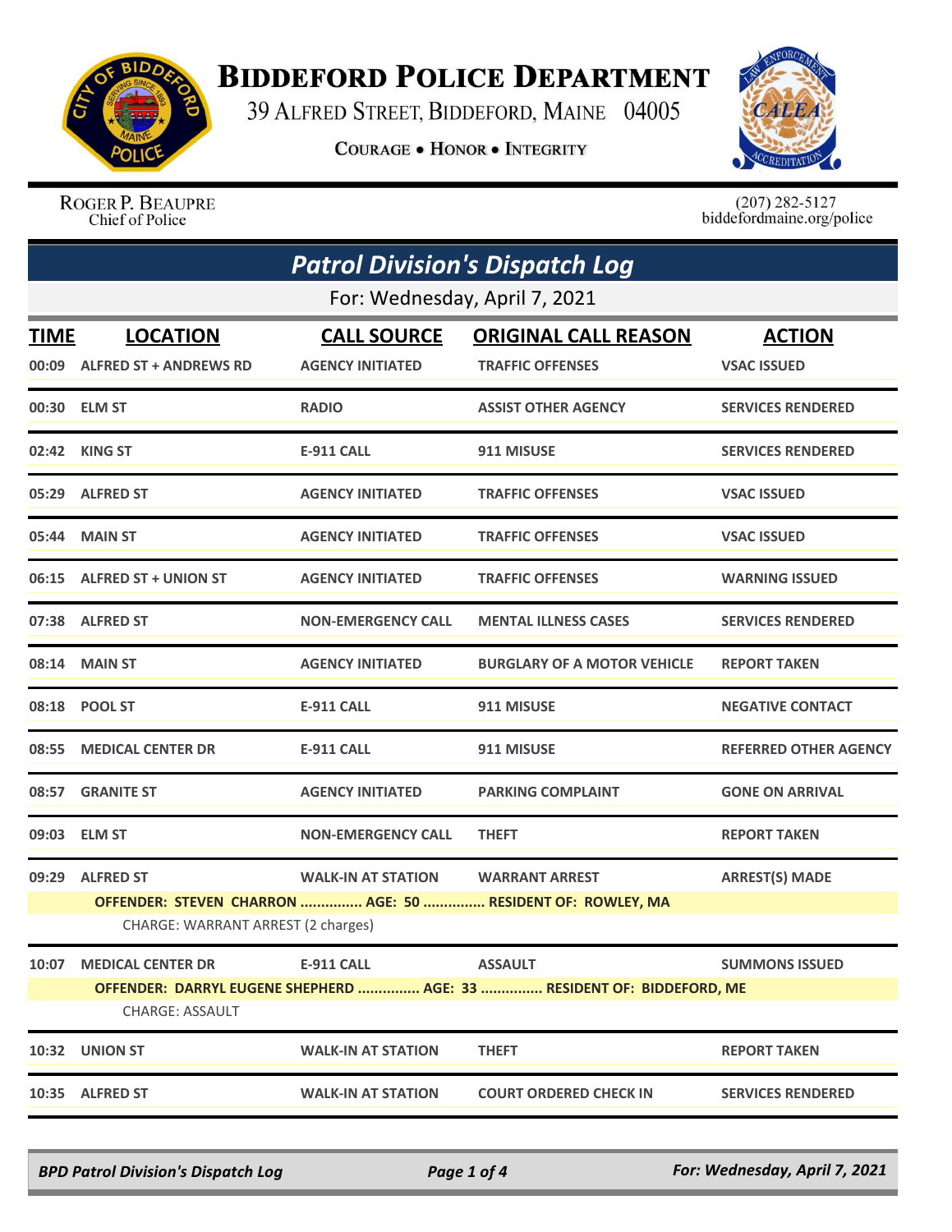# Biddeford Police Department

39 Alfred Street, Biddeford, Maine 04005

**Courage • Honor • Integrity**

Roger P. Beaupre
Chief of Police

(207) 282-5127
biddefordmaine.org/police

## *Patrol Division's Dispatch Log*

For: Wednesday, April 7, 2021

| TIME | LOCATION | CALL SOURCE | ORIGINAL CALL REASON | ACTION |
|---|---|---|---|---|
| 00:09 | ALFRED ST + ANDREWS RD | AGENCY INITIATED | TRAFFIC OFFENSES | VSAC ISSUED |
| 00:30 | ELM ST | RADIO | ASSIST OTHER AGENCY | SERVICES RENDERED |
| 02:42 | KING ST | E-911 CALL | 911 MISUSE | SERVICES RENDERED |
| 05:29 | ALFRED ST | AGENCY INITIATED | TRAFFIC OFFENSES | VSAC ISSUED |
| 05:44 | MAIN ST | AGENCY INITIATED | TRAFFIC OFFENSES | VSAC ISSUED |
| 06:15 | ALFRED ST + UNION ST | AGENCY INITIATED | TRAFFIC OFFENSES | WARNING ISSUED |
| 07:38 | ALFRED ST | NON-EMERGENCY CALL | MENTAL ILLNESS CASES | SERVICES RENDERED |
| 08:14 | MAIN ST | AGENCY INITIATED | BURGLARY OF A MOTOR VEHICLE | REPORT TAKEN |
| 08:18 | POOL ST | E-911 CALL | 911 MISUSE | NEGATIVE CONTACT |
| 08:55 | MEDICAL CENTER DR | E-911 CALL | 911 MISUSE | REFERRED OTHER AGENCY |
| 08:57 | GRANITE ST | AGENCY INITIATED | PARKING COMPLAINT | GONE ON ARRIVAL |
| 09:03 | ELM ST | NON-EMERGENCY CALL | THEFT | REPORT TAKEN |
| 09:29 | ALFRED ST | WALK-IN AT STATION | WARRANT ARREST | ARREST(S) MADE |
| | OFFENDER: STEVEN CHARRON ............... AGE: 50 ............... RESIDENT OF: ROWLEY, MA | | | |
| | CHARGE: WARRANT ARREST (2 charges) | | | |
| 10:07 | MEDICAL CENTER DR | E-911 CALL | ASSAULT | SUMMONS ISSUED |
| | OFFENDER: DARRYL EUGENE SHEPHERD ............... AGE: 33 ............... RESIDENT OF: BIDDEFORD, ME | | | |
| | CHARGE: ASSAULT | | | |
| 10:32 | UNION ST | WALK-IN AT STATION | THEFT | REPORT TAKEN |
| 10:35 | ALFRED ST | WALK-IN AT STATION | COURT ORDERED CHECK IN | SERVICES RENDERED |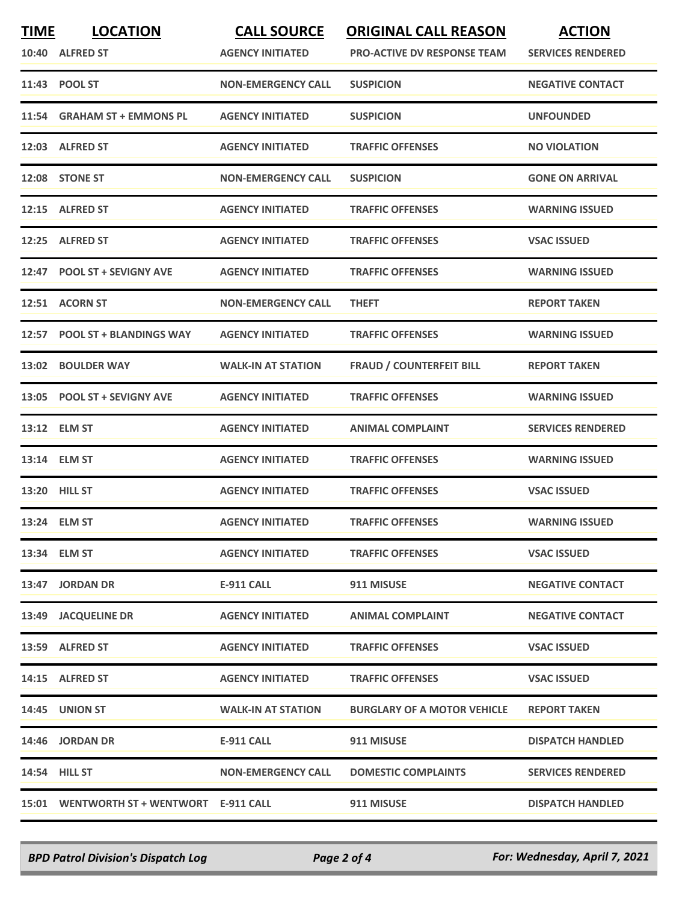| TIME | LOCATION | CALL SOURCE | ORIGINAL CALL REASON | ACTION |
|---|---|---|---|---|
| 10:40 | ALFRED ST | AGENCY INITIATED | PRO-ACTIVE DV RESPONSE TEAM | SERVICES RENDERED |
| 11:43 | POOL ST | NON-EMERGENCY CALL | SUSPICION | NEGATIVE CONTACT |
| 11:54 | GRAHAM ST + EMMONS PL | AGENCY INITIATED | SUSPICION | UNFOUNDED |
| 12:03 | ALFRED ST | AGENCY INITIATED | TRAFFIC OFFENSES | NO VIOLATION |
| 12:08 | STONE ST | NON-EMERGENCY CALL | SUSPICION | GONE ON ARRIVAL |
| 12:15 | ALFRED ST | AGENCY INITIATED | TRAFFIC OFFENSES | WARNING ISSUED |
| 12:25 | ALFRED ST | AGENCY INITIATED | TRAFFIC OFFENSES | VSAC ISSUED |
| 12:47 | POOL ST + SEVIGNY AVE | AGENCY INITIATED | TRAFFIC OFFENSES | WARNING ISSUED |
| 12:51 | ACORN ST | NON-EMERGENCY CALL | THEFT | REPORT TAKEN |
| 12:57 | POOL ST + BLANDINGS WAY | AGENCY INITIATED | TRAFFIC OFFENSES | WARNING ISSUED |
| 13:02 | BOULDER WAY | WALK-IN AT STATION | FRAUD / COUNTERFEIT BILL | REPORT TAKEN |
| 13:05 | POOL ST + SEVIGNY AVE | AGENCY INITIATED | TRAFFIC OFFENSES | WARNING ISSUED |
| 13:12 | ELM ST | AGENCY INITIATED | ANIMAL COMPLAINT | SERVICES RENDERED |
| 13:14 | ELM ST | AGENCY INITIATED | TRAFFIC OFFENSES | WARNING ISSUED |
| 13:20 | HILL ST | AGENCY INITIATED | TRAFFIC OFFENSES | VSAC ISSUED |
| 13:24 | ELM ST | AGENCY INITIATED | TRAFFIC OFFENSES | WARNING ISSUED |
| 13:34 | ELM ST | AGENCY INITIATED | TRAFFIC OFFENSES | VSAC ISSUED |
| 13:47 | JORDAN DR | E-911 CALL | 911 MISUSE | NEGATIVE CONTACT |
| 13:49 | JACQUELINE DR | AGENCY INITIATED | ANIMAL COMPLAINT | NEGATIVE CONTACT |
| 13:59 | ALFRED ST | AGENCY INITIATED | TRAFFIC OFFENSES | VSAC ISSUED |
| 14:15 | ALFRED ST | AGENCY INITIATED | TRAFFIC OFFENSES | VSAC ISSUED |
| 14:45 | UNION ST | WALK-IN AT STATION | BURGLARY OF A MOTOR VEHICLE | REPORT TAKEN |
| 14:46 | JORDAN DR | E-911 CALL | 911 MISUSE | DISPATCH HANDLED |
| 14:54 | HILL ST | NON-EMERGENCY CALL | DOMESTIC COMPLAINTS | SERVICES RENDERED |
| 15:01 | WENTWORTH ST + WENTWORT | E-911 CALL | 911 MISUSE | DISPATCH HANDLED |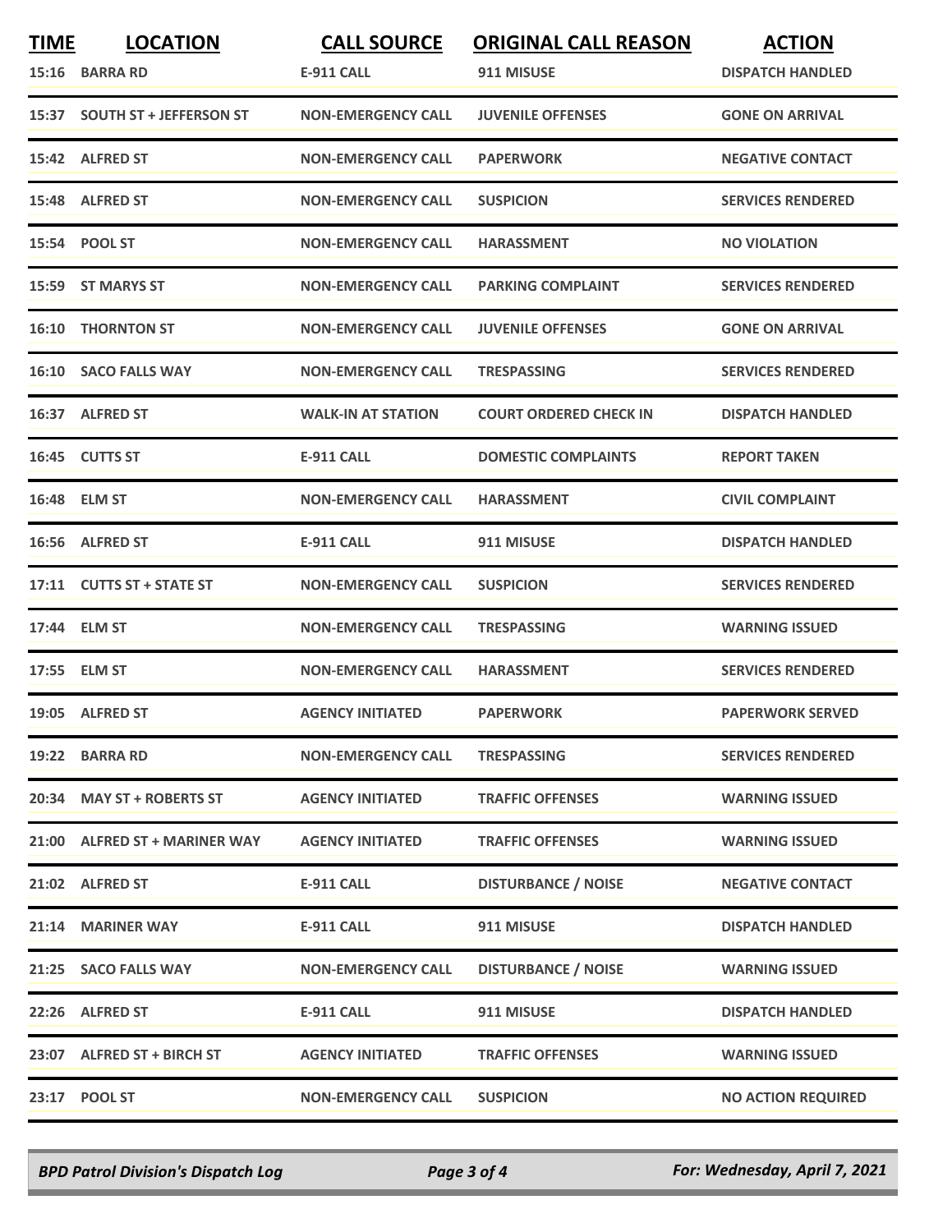| TIME | LOCATION | CALL SOURCE | ORIGINAL CALL REASON | ACTION |
|---|---|---|---|---|
| 15:16 | BARRA RD | E-911 CALL | 911 MISUSE | DISPATCH HANDLED |
| 15:37 | SOUTH ST + JEFFERSON ST | NON-EMERGENCY CALL | JUVENILE OFFENSES | GONE ON ARRIVAL |
| 15:42 | ALFRED ST | NON-EMERGENCY CALL | PAPERWORK | NEGATIVE CONTACT |
| 15:48 | ALFRED ST | NON-EMERGENCY CALL | SUSPICION | SERVICES RENDERED |
| 15:54 | POOL ST | NON-EMERGENCY CALL | HARASSMENT | NO VIOLATION |
| 15:59 | ST MARYS ST | NON-EMERGENCY CALL | PARKING COMPLAINT | SERVICES RENDERED |
| 16:10 | THORNTON ST | NON-EMERGENCY CALL | JUVENILE OFFENSES | GONE ON ARRIVAL |
| 16:10 | SACO FALLS WAY | NON-EMERGENCY CALL | TRESPASSING | SERVICES RENDERED |
| 16:37 | ALFRED ST | WALK-IN AT STATION | COURT ORDERED CHECK IN | DISPATCH HANDLED |
| 16:45 | CUTTS ST | E-911 CALL | DOMESTIC COMPLAINTS | REPORT TAKEN |
| 16:48 | ELM ST | NON-EMERGENCY CALL | HARASSMENT | CIVIL COMPLAINT |
| 16:56 | ALFRED ST | E-911 CALL | 911 MISUSE | DISPATCH HANDLED |
| 17:11 | CUTTS ST + STATE ST | NON-EMERGENCY CALL | SUSPICION | SERVICES RENDERED |
| 17:44 | ELM ST | NON-EMERGENCY CALL | TRESPASSING | WARNING ISSUED |
| 17:55 | ELM ST | NON-EMERGENCY CALL | HARASSMENT | SERVICES RENDERED |
| 19:05 | ALFRED ST | AGENCY INITIATED | PAPERWORK | PAPERWORK SERVED |
| 19:22 | BARRA RD | NON-EMERGENCY CALL | TRESPASSING | SERVICES RENDERED |
| 20:34 | MAY ST + ROBERTS ST | AGENCY INITIATED | TRAFFIC OFFENSES | WARNING ISSUED |
| 21:00 | ALFRED ST + MARINER WAY | AGENCY INITIATED | TRAFFIC OFFENSES | WARNING ISSUED |
| 21:02 | ALFRED ST | E-911 CALL | DISTURBANCE / NOISE | NEGATIVE CONTACT |
| 21:14 | MARINER WAY | E-911 CALL | 911 MISUSE | DISPATCH HANDLED |
| 21:25 | SACO FALLS WAY | NON-EMERGENCY CALL | DISTURBANCE / NOISE | WARNING ISSUED |
| 22:26 | ALFRED ST | E-911 CALL | 911 MISUSE | DISPATCH HANDLED |
| 23:07 | ALFRED ST + BIRCH ST | AGENCY INITIATED | TRAFFIC OFFENSES | WARNING ISSUED |
| 23:17 | POOL ST | NON-EMERGENCY CALL | SUSPICION | NO ACTION REQUIRED |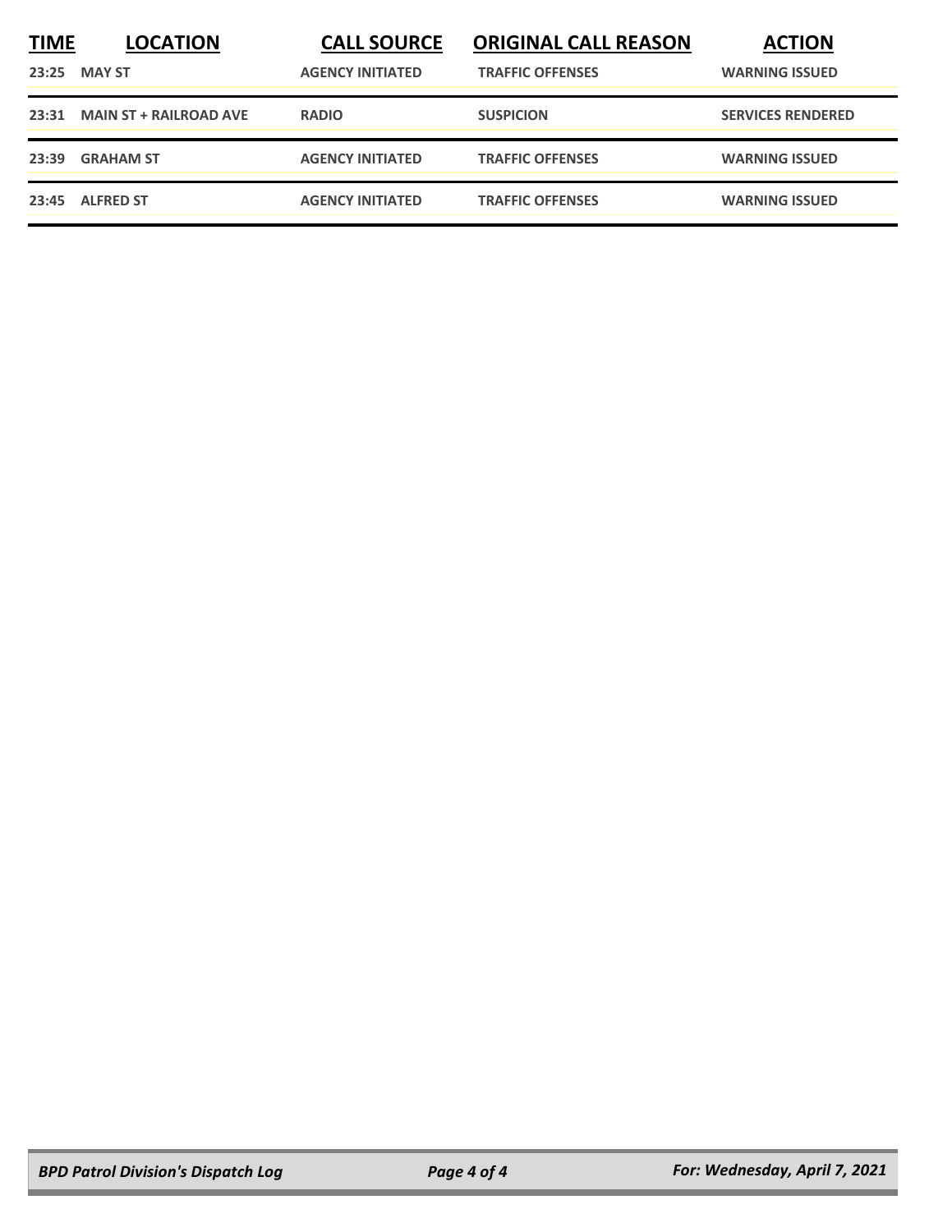| TIME | LOCATION | CALL SOURCE | ORIGINAL CALL REASON | ACTION |
|---|---|---|---|---|
| 23:25 | MAY ST | AGENCY INITIATED | TRAFFIC OFFENSES | WARNING ISSUED |
| 23:31 | MAIN ST + RAILROAD AVE | RADIO | SUSPICION | SERVICES RENDERED |
| 23:39 | GRAHAM ST | AGENCY INITIATED | TRAFFIC OFFENSES | WARNING ISSUED |
| 23:45 | ALFRED ST | AGENCY INITIATED | TRAFFIC OFFENSES | WARNING ISSUED |